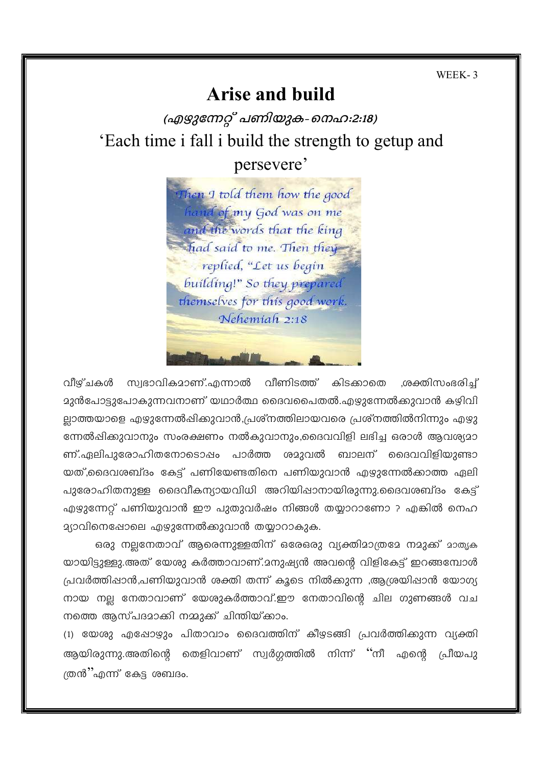WEEK- 3

# Arise and build

## *(എഴുന്നേറ്റ് പണിയുക- നെഹ:2:18)*

## 'Each time i fall i build the strength to getup and persevere'

Then I told them how the good hand of my God was on me and the words that the king had said to me. Then they replied, "Let us begin building!" So they prepared themselves for this good work. Nehemiah 2:18

വീഴ്ചകൾ സ്വഭാവികമാണ്.എന്നാൽ വീണിടത്ത് കിടക്കാതെ ,ശക്തിസംഭരിച്ച് മുൻപോട്ടുപോകുന്നവനാണ് യഥാർത്ഥ ദൈവപൈതൽ.എഴുന്നേൽക്കുവാൻ കഴിവില്ലാത്തയാളെ എഴുന്നേൽപ്പിക്കുവാൻ,പ്രശ്നത്തിലായവരെ പ്രശ്നത്തിൽനിന്നും എഴുന്നേൽപ്പിക്കുവാനും സംരക്ഷണം നൽകുവാനും,ദൈവവിളി ലഭിച്ച ഒരാൾ ആവശ്യമാണ്.ഏലിപുരോഹിതനോടൊപ്പം പാർത്ത ശമുവൽ ബാലന് ദൈവവിളിയുണ്ടായത്,ദൈവശബ്ദം കേട്ട് പണിയേണ്ടതിനെ പണിയുവാൻ എഴുന്നേൽക്കാത്ത ഏലി പുരോഹിതനുള്ള ദൈവീകന്യായവിധി അറിയിപ്പാനായിരുന്നു.ദൈവശബ്ദം കേട്ട് എഴുന്നേറ്റ് പണിയുവാൻ ഈ പുതുവർഷം നിങ്ങൾ തയ്യാറാണോ ? എങ്കിൽ നെഹമ്യാവിനെപ്പോലെ എഴുന്നേൽക്കുവാൻ തയ്യാറാകുക.

ഒരു നല്ലനേതാവ് ആരെന്നുള്ളതിന് ഒരേഒരു വ്യക്തിമാത്രമേ നമുക്ക് മാതൃകയായിട്ടുള്ളു.അത് യേശു കർത്താവാണ്.മനുഷ്യൻ അവന്റെ വിളികേട്ട് ഇറങ്ങമ്പോൾ പ്രവർത്തിപ്പാൻ,പണിയുവാൻ ശക്തി തന്ന് കൂടെ നിൽക്കുന്ന ,ആശ്രയിപ്പാൻ യോഗ്യനായ നല്ല നേതാവാണ് യേശുകർത്താവ്.ഈ നേതാവിന്റെ ചില ഗുണങ്ങൾ വചനത്തെ ആസ്പദമാക്കി നമ്മുക്ക് ചിന്തിയ്ക്കാം.

(1) യേശു എപ്പോഴും പിതാവാം ദൈവത്തിന് കീഴടങ്ങി പ്രവർത്തിക്കുന്ന വ്യക്തി ആയിരുന്നു.അതിന്റെ തെളിവാണ് സ്വർഗ്ഗത്തിൽ നിന്ന് "നീ എന്റെ പ്രീയപുത്രൻ"എന്ന് കേട്ട ശബ്ദം.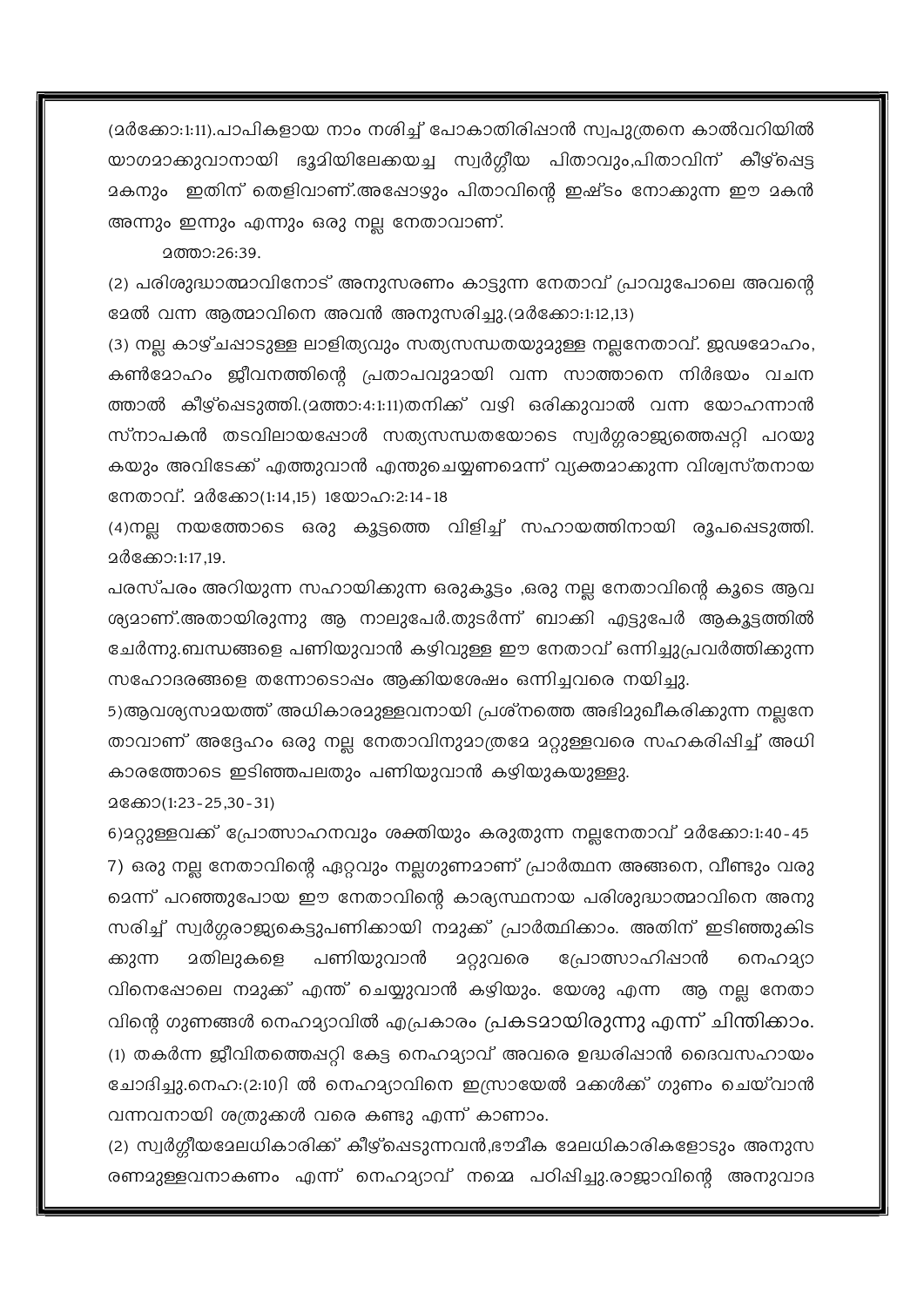(മർക്കോ:1:11).പാപികളായ നാം നശിച്ച് പോകാതിരിപ്പാൻ സ്വപുത്രനെ കാൽവറിയിൽ യാഗമാക്കുവാനായി ഭൂമിയിലേക്കയച്ച സ്വർഗ്ഗീയ പിതാവും,പിതാവിന് കീഴ്പ്പെട്ട മകനും ഇതിന് തെളിവാണ്.അപ്പോഴും പിതാവിന്റെ ഇഷ്ടം നോക്കുന്ന ഈ മകൻ അന്നും ഇന്നും എന്നും ഒരു നല്ല നേതാവാണ്.

മത്താ:26:39.

(2) പരിശുദ്ധാത്മാവിനോട് അനുസരണം കാട്ടുന്ന നേതാവ് പ്രാവുപോലെ അവന്റെ മേൽ വന്ന ആത്മാവിനെ അവൻ അനുസരിച്ചു.(മർക്കോ:1:12,13)

(3) നല്ല കാഴ്ചപ്പാടുള്ള ലാളിത്യവും സത്യസന്ധതയുമുള്ള നല്ലനേതാവ്. ജഢമോഹം, കൺമോഹം ജീവനത്തിന്റെ പ്രതാപവുമായി വന്ന സാത്താനെ നിർഭയം വചന ത്താൽ കീഴ്പ്പെടുത്തി.(മത്താ:4:1:11)തനിക്ക് വഴി ഒരിക്കുവാൽ വന്ന യോഹന്നാൻ സ്നാപകൻ തടവിലായപ്പോൾ സത്യസന്ധതയോടെ സ്വർഗ്ഗരാജ്യത്തെപ്പറ്റി പറയു കയും അവിടേക്ക് എത്തുവാൻ എന്തുചെയ്യണമെന്ന് വ്യക്തമാക്കുന്ന വിശ്വസ്തനായ നേതാവ്. മർക്കോ(1:14,15) 1യോഹ:2:14-18

(4)നല്ല നയത്തോടെ ഒരു കൂട്ടത്തെ വിളിച്ച് സഹായത്തിനായി രൂപപ്പെടുത്തി. മർക്കോ:1:17,19.

പരസ്പരം അറിയുന്ന സഹായിക്കുന്ന ഒരുകൂട്ടം ,ഒരു നല്ല നേതാവിന്റെ കൂടെ ആവ ശ്യമാണ്.അതായിരുന്നു ആ നാലുപേർ.തുടർന്ന് ബാക്കി എട്ടുപേർ ആകൂട്ടത്തിൽ ചേർന്നു.ബന്ധങ്ങളെ പണിയുവാൻ കഴിവുള്ള ഈ നേതാവ് ഒന്നിച്ചുപ്രവർത്തിക്കുന്ന സഹോദരങ്ങളെ തന്നോടൊപ്പം ആക്കിയശേഷം ഒന്നിച്ചവരെ നയിച്ചു.

5)ആവശ്യസമയത്ത് അധികാരമുള്ളവനായി പ്രശ്നത്തെ അഭിമുഖീകരിക്കുന്ന നല്ലനേ താവാണ് അദ്ദേഹം ഒരു നല്ല നേതാവിനുമാത്രമേ മറ്റുള്ളവരെ സഹകരിപ്പിച്ച് അധി കാരത്തോടെ ഇടിഞ്ഞപലതും പണിയുവാൻ കഴിയുകയുള്ളു.

മക്കോ(1:23-25,30-31)

6)മറ്റുള്ളവക്ക് പ്രോത്സാഹനവും ശക്തിയും കരുതുന്ന നല്ലനേതാവ് മർക്കോ:1:40-45

7) ഒരു നല്ല നേതാവിന്റെ ഏറ്റവും നല്ലഗുണമാണ് പ്രാർത്ഥന അങ്ങനെ, വീണ്ടും വരു മെന്ന് പറഞ്ഞുപോയ ഈ നേതാവിന്റെ കാര്യസ്ഥനായ പരിശുദ്ധാത്മാവിനെ അനു സരിച്ച് സ്വർഗ്ഗരാജ്യകെട്ടുപണിക്കായി നമുക്ക് പ്രാർത്ഥിക്കാം. അതിന് ഇടിഞ്ഞുകിട ക്കുന്ന മതിലുകളെ പണിയുവാൻ മറ്റുവരെ പ്രോത്സാഹിപ്പാൻ നെഹമ്യാ വിനെപ്പോലെ നമുക്ക് എന്ത് ചെയ്യുവാൻ കഴിയും. യേശു എന്ന ആ നല്ല നേതാ വിന്റെ ഗുണങ്ങൾ നെഹമ്യാവിൽ എപ്രകാരം പ്രകടമായിരുന്നു എന്ന് ചിന്തിക്കാം.

(1) തകർന്ന ജീവിതത്തെപ്പറ്റി കേട്ട നെഹമ്യാവ് അവരെ ഉദ്ധരിപ്പാൻ ദൈവസഹായം ചോദിച്ചു.നെഹ:(2:10)ി ൽ നെഹമ്യാവിനെ ഇസ്രായേൽ മക്കൾക്ക് ഗുണം ചെയ്വാൻ വന്നവനായി ശത്രുക്കൾ വരെ കണ്ടു എന്ന് കാണാം.

(2) സ്വർഗ്ഗീയമേലധികാരിക്ക് കീഴ്പ്പെടുന്നവൻ,ഭൗമീക മേലധികാരികളോടും അനുസ രണമുള്ളവനാകണം എന്ന് നെഹമ്യാവ് നമ്മെ പഠിപ്പിച്ചു.രാജാവിന്റെ അനുവാദ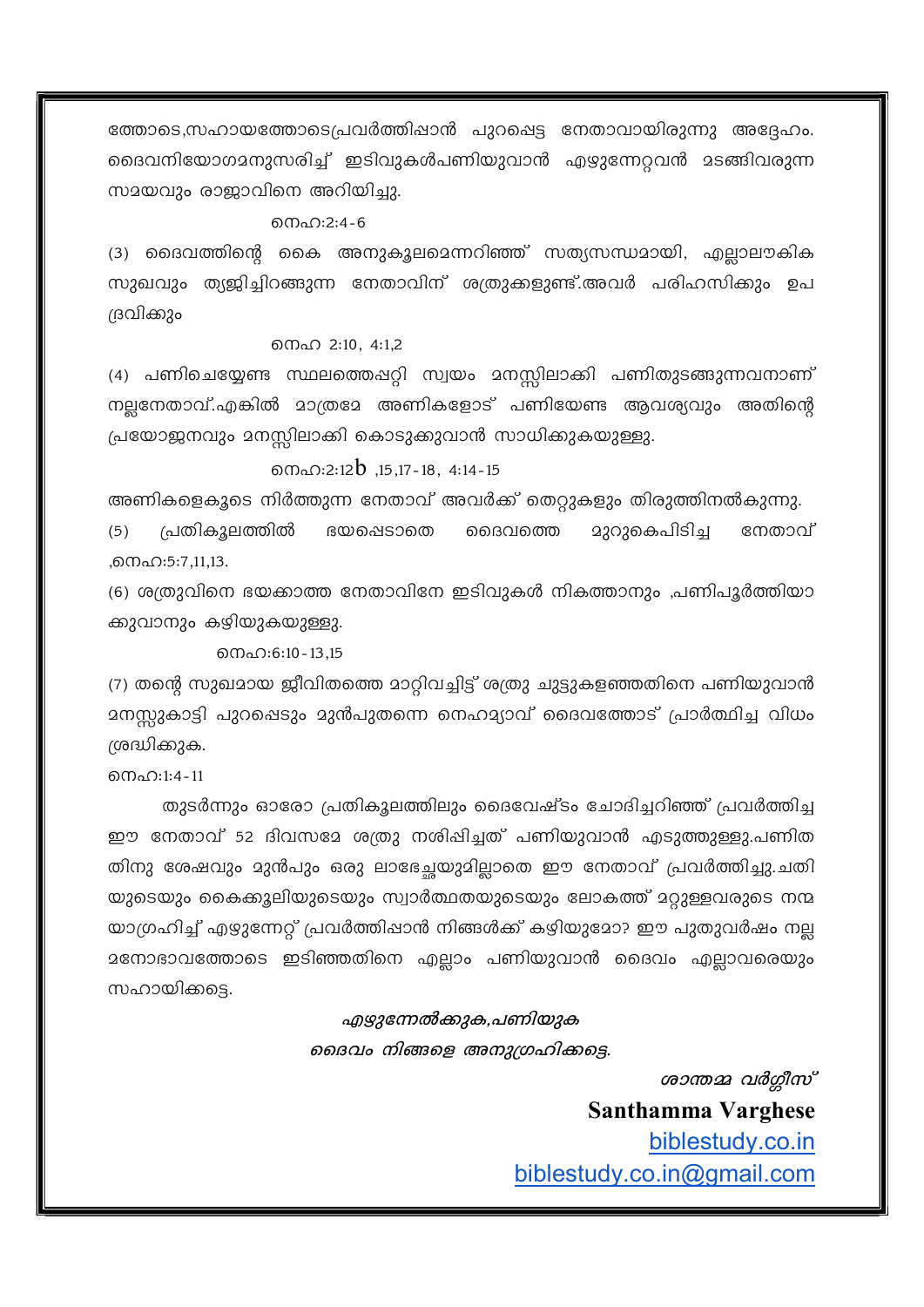ത്തോടെ,സഹായത്തോടെപ്രവർത്തിപ്പാൻ പുറപ്പെട്ട നേതാവായിരുന്നു അദ്ദേഹം. ദൈവനിയോഗമനുസരിച്ച് ഇടിവുകൾപണിയുവാൻ എഴുന്നേറ്റവൻ മടങ്ങിവരുന്ന സമയവും രാജാവിനെ അറിയിച്ചു.

നെഹ:2:4-6

(3) ദൈവത്തിന്റെ കൈ അനുകൂലമെന്നറിഞ്ഞ് സത്യസന്ധമായി, എല്ലാലൗകിക സുഖവും ത്യജിച്ചിറങ്ങുന്ന നേതാവിന് ശത്രുക്കളുണ്ട്.അവർ പരിഹസിക്കും ഉപദ്രവിക്കും

നെഹ 2:10, 4:1,2

(4) പണിചെയ്യേണ്ട സ്ഥലത്തെപ്പറ്റി സ്വയം മനസ്സിലാക്കി പണിതുടങ്ങുന്നവനാണ് നല്ലനേതാവ്.എങ്കിൽ മാത്രമേ അണികളോട് പണിയേണ്ട ആവശ്യവും അതിന്റെ പ്രയോജനവും മനസ്സിലാക്കി കൊടുക്കുവാൻ സാധിക്കുകയുള്ളു.

നെഹ:2:12b ,15,17-18, 4:14-15

അണികളെകൂടെ നിർത്തുന്ന നേതാവ് അവർക്ക് തെറ്റുകളും തിരുത്തിനൽകുന്നു.

(5) പ്രതികൂലത്തിൽ ഭയപ്പെടാതെ ദൈവത്തെ മുറുകെപിടിച്ച നേതാവ് ,നെഹ:5:7,11,13.

(6) ശത്രുവിനെ ഭയക്കാത്ത നേതാവിനേ ഇടിവുകൾ നികത്താനും ,പണിപൂർത്തിയാക്കുവാനും കഴിയുകയുള്ളു.

നെഹ:6:10-13,15

(7) തന്റെ സുഖമായ ജീവിതത്തെ മാറ്റിവച്ചിട്ട് ശത്രു ചുട്ടുകളഞ്ഞതിനെ പണിയുവാൻ മനസ്സുകാട്ടി പുറപ്പെടും മുൻപുതന്നെ നെഹമ്യാവ് ദൈവത്തോട് പ്രാർത്ഥിച്ച വിധം ശ്രദ്ധിക്കുക.

നെഹ:1:4-11

തുടർന്നും ഓരോ പ്രതികൂലത്തിലും ദൈവേഷ്ടം ചോദിച്ചറിഞ്ഞ് പ്രവർത്തിച്ച ഈ നേതാവ് 52 ദിവസമേ ശത്രു നശിപ്പിച്ചത് പണിയുവാൻ എടുത്തുള്ളു.പണിതതിനു ശേഷവും മുൻപും ഒരു ലാഭേച്ഛയുമില്ലാതെ ഈ നേതാവ് പ്രവർത്തിച്ചു.ചതിയുടെയും കൈക്കൂലിയുടെയും സ്വാർത്ഥതയുടെയും ലോകത്ത് മറ്റുള്ളവരുടെ നന്മയാഗ്രഹിച്ച് എഴുന്നേറ്റ് പ്രവർത്തിപ്പാൻ നിങ്ങൾക്ക് കഴിയുമോ? ഈ പുതുവർഷം നല്ല മനോഭാവത്തോടെ ഇടിഞ്ഞതിനെ എല്ലാം പണിയുവാൻ ദൈവം എല്ലാവരെയും സഹായിക്കട്ടെ.

*എഴുന്നേൽക്കുക,പണിയുക*

*ദൈവം നിങ്ങളെ അനുഗ്രഹിക്കട്ടെ.*

*ശാന്തമ്മ വർഗ്ഗീസ്*

**Santhamma Varghese**

biblestudy.co.in

biblestudy.co.in@gmail.com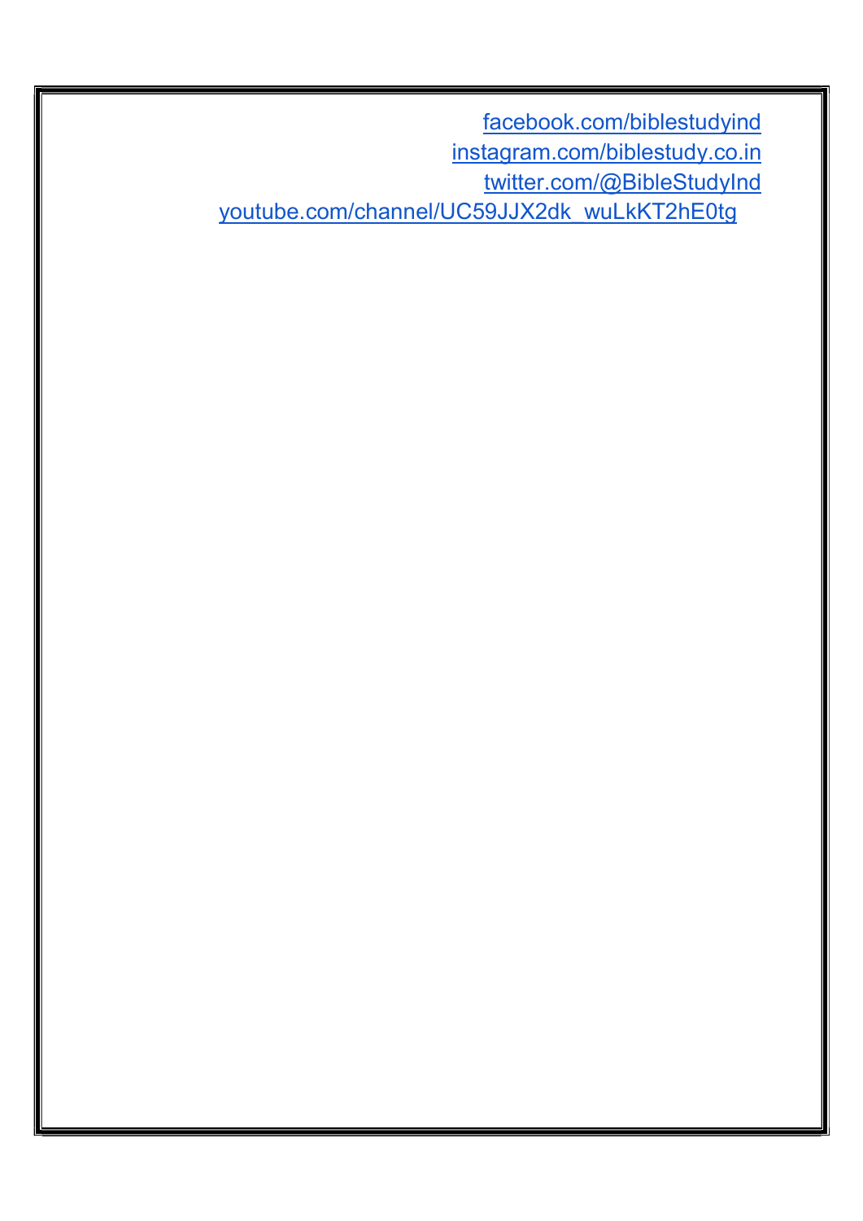facebook.com/biblestudyind
instagram.com/biblestudy.co.in
twitter.com/@BibleStudyInd
youtube.com/channel/UC59JJX2dk_wuLkKT2hE0tg